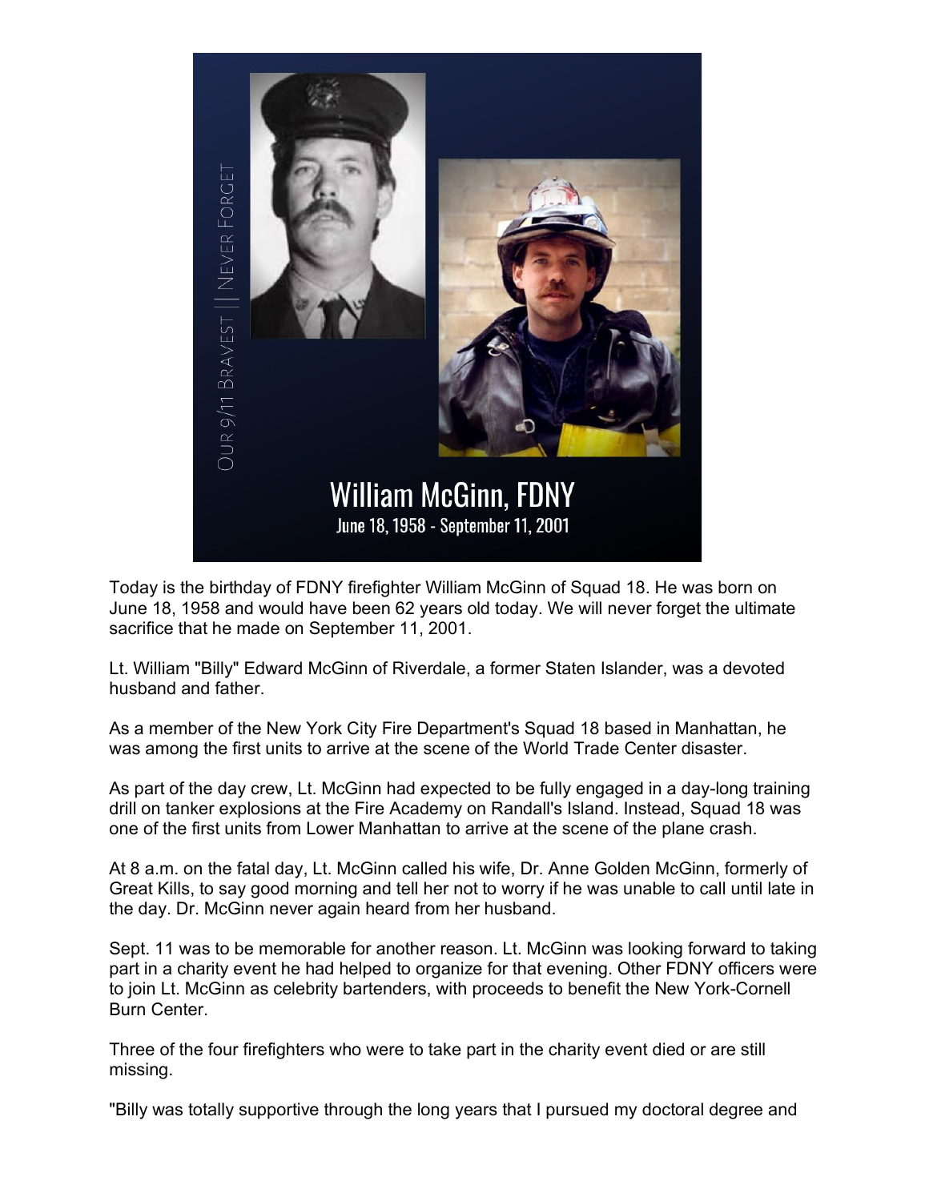Our 9/11 Bravest || Never Forget

William McGinn, FDNY

June 18, 1958 - September 11, 2001

Today is the birthday of FDNY firefighter William McGinn of Squad 18. He was born on June 18, 1958 and would have been 62 years old today. We will never forget the ultimate sacrifice that he made on September 11, 2001.

Lt. William "Billy" Edward McGinn of Riverdale, a former Staten Islander, was a devoted husband and father.

As a member of the New York City Fire Department's Squad 18 based in Manhattan, he was among the first units to arrive at the scene of the World Trade Center disaster.

As part of the day crew, Lt. McGinn had expected to be fully engaged in a day-long training drill on tanker explosions at the Fire Academy on Randall's Island. Instead, Squad 18 was one of the first units from Lower Manhattan to arrive at the scene of the plane crash.

At 8 a.m. on the fatal day, Lt. McGinn called his wife, Dr. Anne Golden McGinn, formerly of Great Kills, to say good morning and tell her not to worry if he was unable to call until late in the day. Dr. McGinn never again heard from her husband.

Sept. 11 was to be memorable for another reason. Lt. McGinn was looking forward to taking part in a charity event he had helped to organize for that evening. Other FDNY officers were to join Lt. McGinn as celebrity bartenders, with proceeds to benefit the New York-Cornell Burn Center.

Three of the four firefighters who were to take part in the charity event died or are still missing.

"Billy was totally supportive through the long years that I pursued my doctoral degree and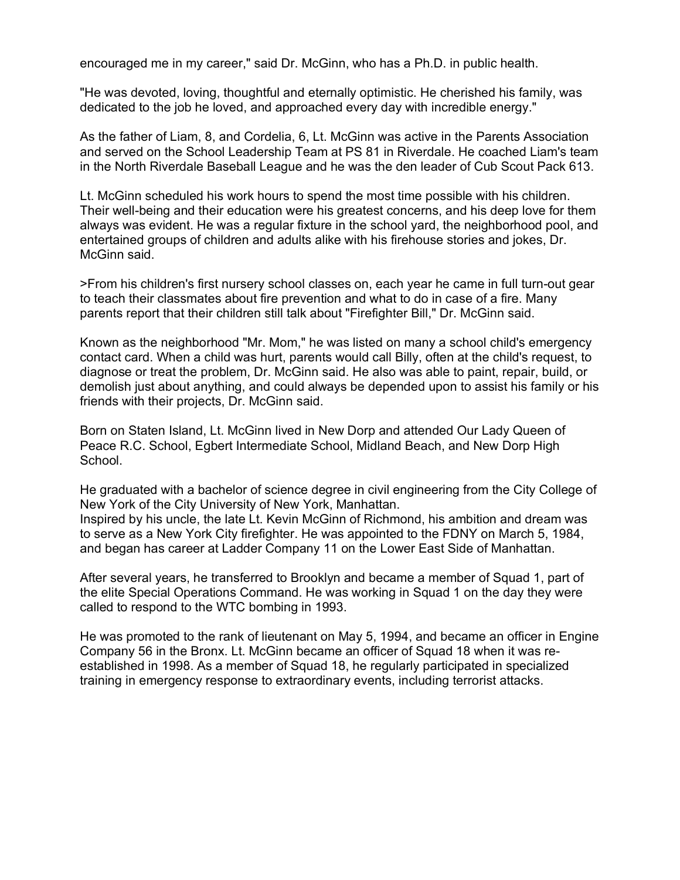encouraged me in my career," said Dr. McGinn, who has a Ph.D. in public health.

"He was devoted, loving, thoughtful and eternally optimistic. He cherished his family, was dedicated to the job he loved, and approached every day with incredible energy."

As the father of Liam, 8, and Cordelia, 6, Lt. McGinn was active in the Parents Association and served on the School Leadership Team at PS 81 in Riverdale. He coached Liam's team in the North Riverdale Baseball League and he was the den leader of Cub Scout Pack 613.

Lt. McGinn scheduled his work hours to spend the most time possible with his children. Their well-being and their education were his greatest concerns, and his deep love for them always was evident. He was a regular fixture in the school yard, the neighborhood pool, and entertained groups of children and adults alike with his firehouse stories and jokes, Dr. McGinn said.

>From his children's first nursery school classes on, each year he came in full turn-out gear to teach their classmates about fire prevention and what to do in case of a fire. Many parents report that their children still talk about "Firefighter Bill," Dr. McGinn said.

Known as the neighborhood "Mr. Mom," he was listed on many a school child's emergency contact card. When a child was hurt, parents would call Billy, often at the child's request, to diagnose or treat the problem, Dr. McGinn said. He also was able to paint, repair, build, or demolish just about anything, and could always be depended upon to assist his family or his friends with their projects, Dr. McGinn said.

Born on Staten Island, Lt. McGinn lived in New Dorp and attended Our Lady Queen of Peace R.C. School, Egbert Intermediate School, Midland Beach, and New Dorp High School.

He graduated with a bachelor of science degree in civil engineering from the City College of New York of the City University of New York, Manhattan.
Inspired by his uncle, the late Lt. Kevin McGinn of Richmond, his ambition and dream was to serve as a New York City firefighter. He was appointed to the FDNY on March 5, 1984, and began has career at Ladder Company 11 on the Lower East Side of Manhattan.

After several years, he transferred to Brooklyn and became a member of Squad 1, part of the elite Special Operations Command. He was working in Squad 1 on the day they were called to respond to the WTC bombing in 1993.

He was promoted to the rank of lieutenant on May 5, 1994, and became an officer in Engine Company 56 in the Bronx. Lt. McGinn became an officer of Squad 18 when it was re-established in 1998. As a member of Squad 18, he regularly participated in specialized training in emergency response to extraordinary events, including terrorist attacks.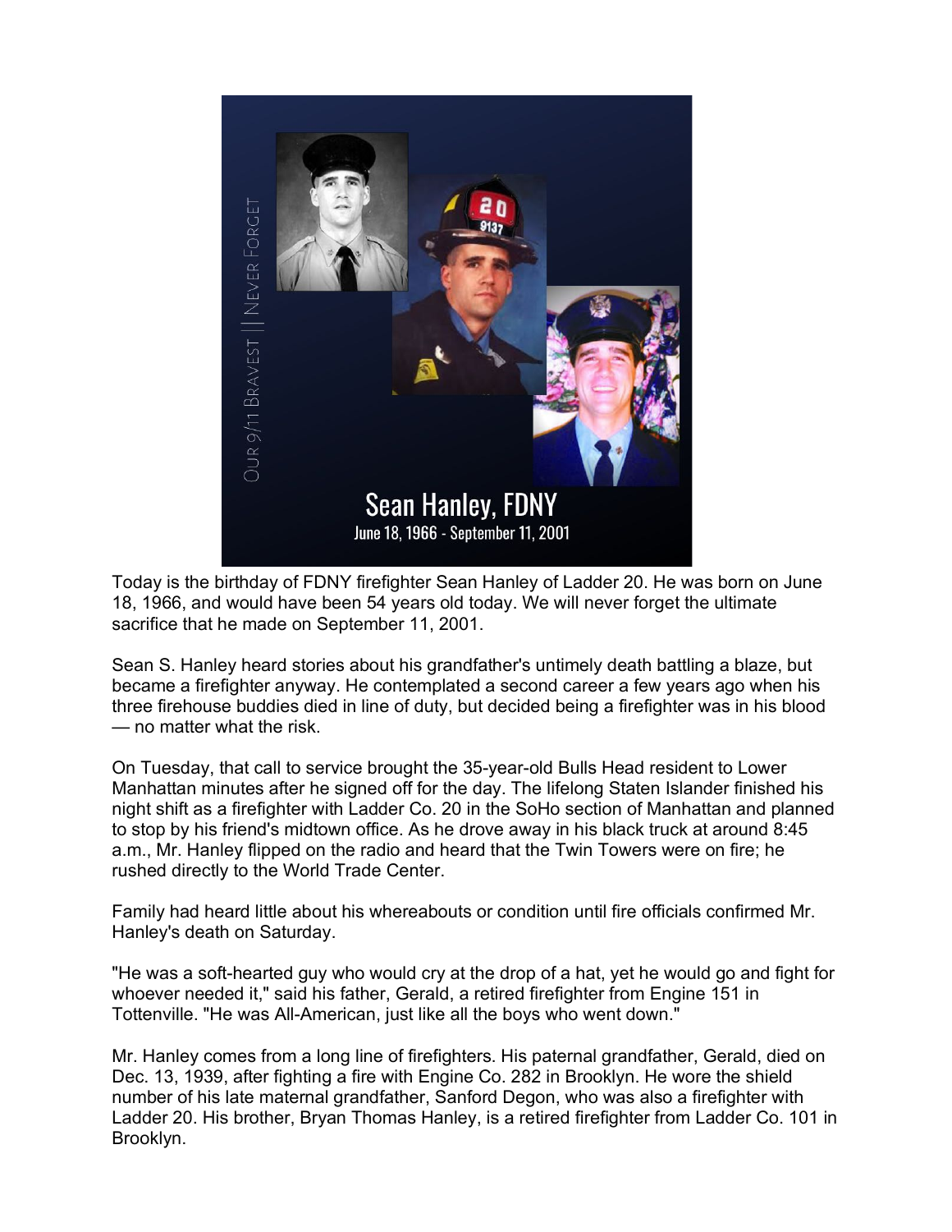Today is the birthday of FDNY firefighter Sean Hanley of Ladder 20. He was born on June 18, 1966, and would have been 54 years old today. We will never forget the ultimate sacrifice that he made on September 11, 2001.

Sean S. Hanley heard stories about his grandfather's untimely death battling a blaze, but became a firefighter anyway. He contemplated a second career a few years ago when his three firehouse buddies died in line of duty, but decided being a firefighter was in his blood — no matter what the risk.

On Tuesday, that call to service brought the 35-year-old Bulls Head resident to Lower Manhattan minutes after he signed off for the day. The lifelong Staten Islander finished his night shift as a firefighter with Ladder Co. 20 in the SoHo section of Manhattan and planned to stop by his friend's midtown office. As he drove away in his black truck at around 8:45 a.m., Mr. Hanley flipped on the radio and heard that the Twin Towers were on fire; he rushed directly to the World Trade Center.

Family had heard little about his whereabouts or condition until fire officials confirmed Mr. Hanley's death on Saturday.

"He was a soft-hearted guy who would cry at the drop of a hat, yet he would go and fight for whoever needed it," said his father, Gerald, a retired firefighter from Engine 151 in Tottenville. "He was All-American, just like all the boys who went down."

Mr. Hanley comes from a long line of firefighters. His paternal grandfather, Gerald, died on Dec. 13, 1939, after fighting a fire with Engine Co. 282 in Brooklyn. He wore the shield number of his late maternal grandfather, Sanford Degon, who was also a firefighter with Ladder 20. His brother, Bryan Thomas Hanley, is a retired firefighter from Ladder Co. 101 in Brooklyn.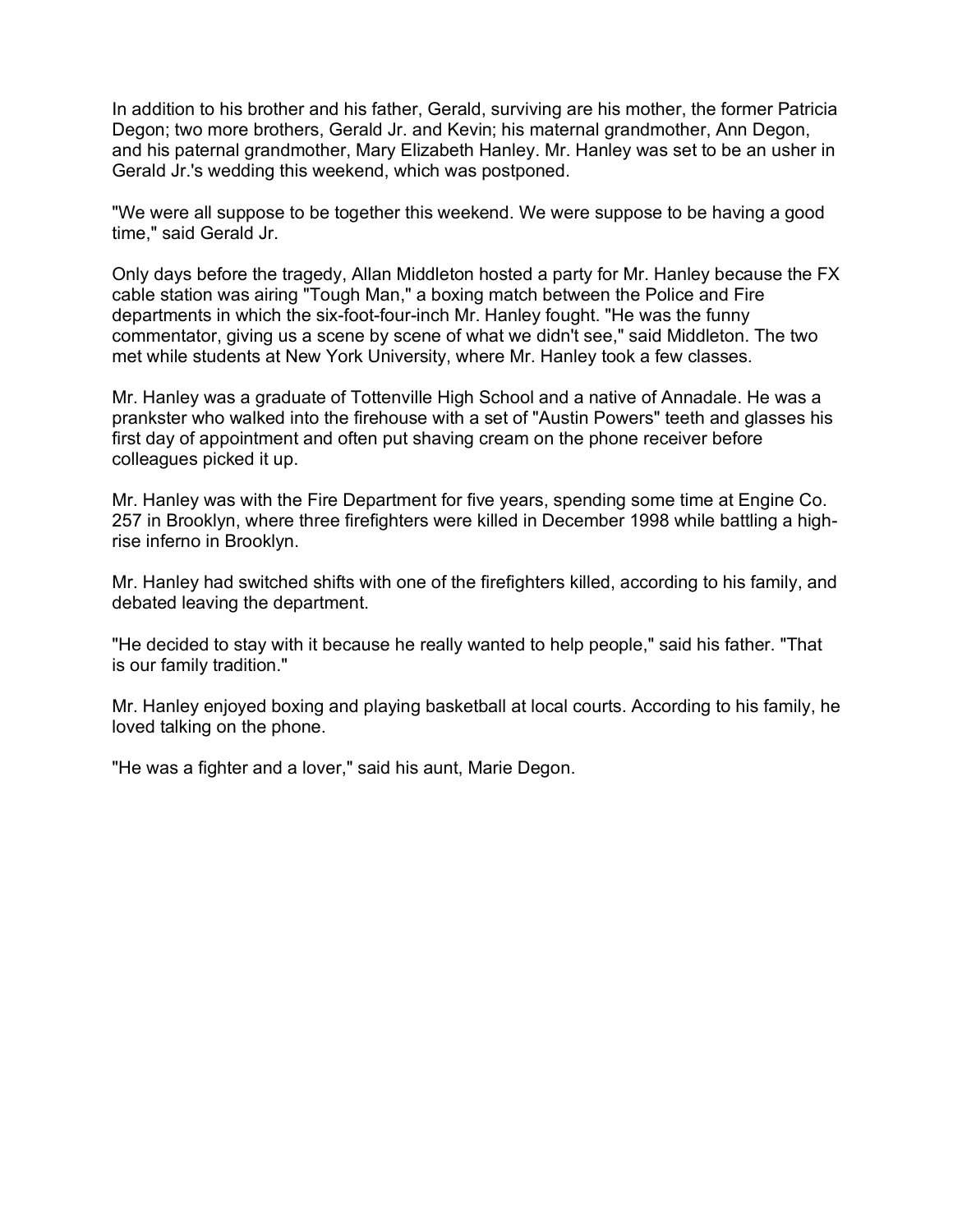In addition to his brother and his father, Gerald, surviving are his mother, the former Patricia Degon; two more brothers, Gerald Jr. and Kevin; his maternal grandmother, Ann Degon, and his paternal grandmother, Mary Elizabeth Hanley. Mr. Hanley was set to be an usher in Gerald Jr.'s wedding this weekend, which was postponed.

"We were all suppose to be together this weekend. We were suppose to be having a good time," said Gerald Jr.

Only days before the tragedy, Allan Middleton hosted a party for Mr. Hanley because the FX cable station was airing "Tough Man," a boxing match between the Police and Fire departments in which the six-foot-four-inch Mr. Hanley fought. "He was the funny commentator, giving us a scene by scene of what we didn't see," said Middleton. The two met while students at New York University, where Mr. Hanley took a few classes.

Mr. Hanley was a graduate of Tottenville High School and a native of Annadale. He was a prankster who walked into the firehouse with a set of "Austin Powers" teeth and glasses his first day of appointment and often put shaving cream on the phone receiver before colleagues picked it up.

Mr. Hanley was with the Fire Department for five years, spending some time at Engine Co. 257 in Brooklyn, where three firefighters were killed in December 1998 while battling a high-rise inferno in Brooklyn.

Mr. Hanley had switched shifts with one of the firefighters killed, according to his family, and debated leaving the department.

"He decided to stay with it because he really wanted to help people," said his father. "That is our family tradition."

Mr. Hanley enjoyed boxing and playing basketball at local courts. According to his family, he loved talking on the phone.

"He was a fighter and a lover," said his aunt, Marie Degon.